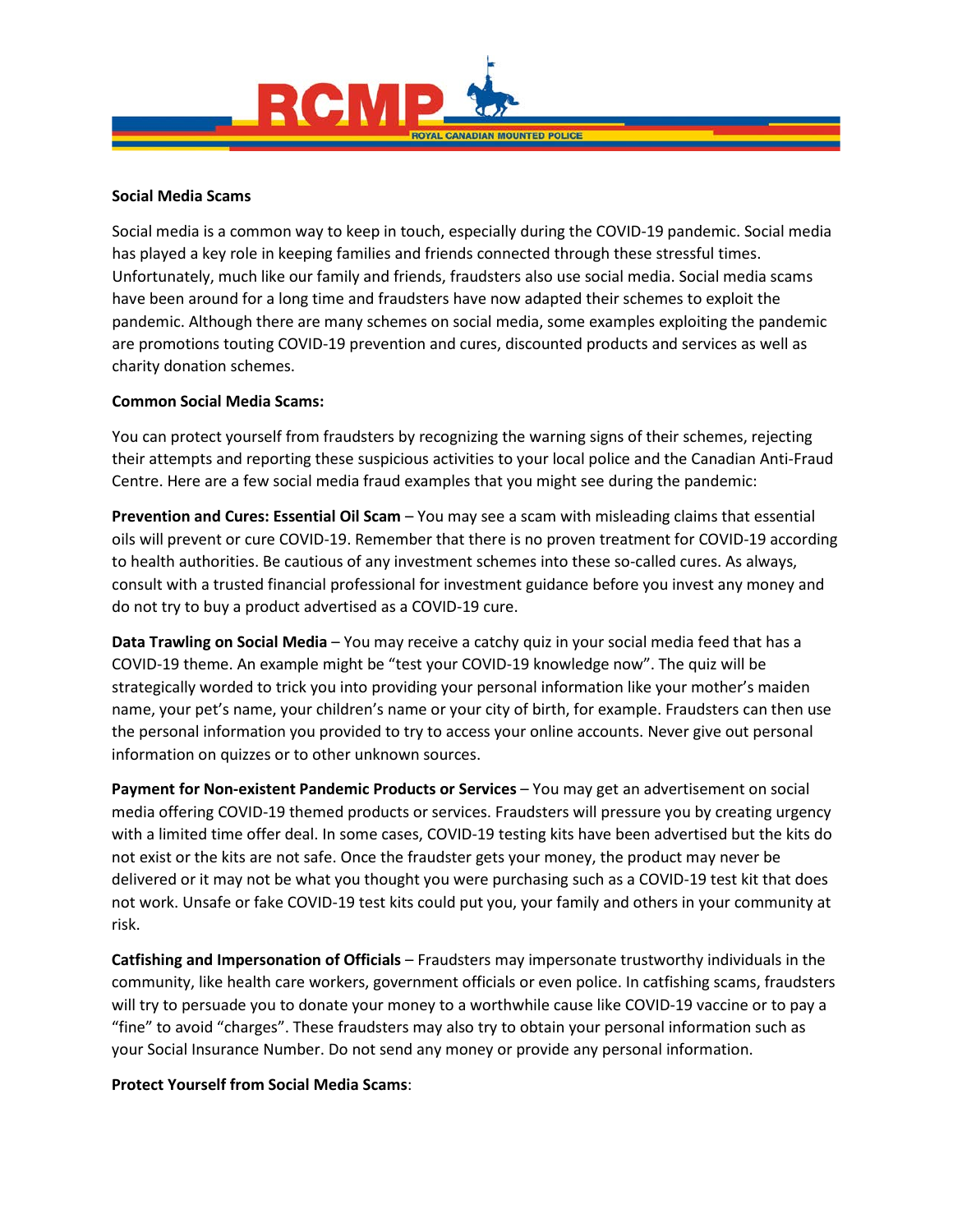**Social Media Scams**

Social media is a common way to keep in touch, especially during the COVID-19 pandemic. Social media has played a key role in keeping families and friends connected through these stressful times. Unfortunately, much like our family and friends, fraudsters also use social media. Social media scams have been around for a long time and fraudsters have now adapted their schemes to exploit the pandemic. Although there are many schemes on social media, some examples exploiting the pandemic are promotions touting COVID-19 prevention and cures, discounted products and services as well as charity donation schemes.

**Common Social Media Scams:**

You can protect yourself from fraudsters by recognizing the warning signs of their schemes, rejecting their attempts and reporting these suspicious activities to your local police and the Canadian Anti-Fraud Centre. Here are a few social media fraud examples that you might see during the pandemic:

**Prevention and Cures: Essential Oil Scam** – You may see a scam with misleading claims that essential oils will prevent or cure COVID-19. Remember that there is no proven treatment for COVID-19 according to health authorities. Be cautious of any investment schemes into these so-called cures. As always, consult with a trusted financial professional for investment guidance before you invest any money and do not try to buy a product advertised as a COVID-19 cure.

**Data Trawling on Social Media** – You may receive a catchy quiz in your social media feed that has a COVID-19 theme. An example might be "test your COVID-19 knowledge now". The quiz will be strategically worded to trick you into providing your personal information like your mother's maiden name, your pet's name, your children's name or your city of birth, for example. Fraudsters can then use the personal information you provided to try to access your online accounts. Never give out personal information on quizzes or to other unknown sources.

**Payment for Non-existent Pandemic Products or Services** – You may get an advertisement on social media offering COVID-19 themed products or services. Fraudsters will pressure you by creating urgency with a limited time offer deal. In some cases, COVID-19 testing kits have been advertised but the kits do not exist or the kits are not safe. Once the fraudster gets your money, the product may never be delivered or it may not be what you thought you were purchasing such as a COVID-19 test kit that does not work. Unsafe or fake COVID-19 test kits could put you, your family and others in your community at risk.

**Catfishing and Impersonation of Officials** – Fraudsters may impersonate trustworthy individuals in the community, like health care workers, government officials or even police. In catfishing scams, fraudsters will try to persuade you to donate your money to a worthwhile cause like COVID-19 vaccine or to pay a "fine" to avoid "charges". These fraudsters may also try to obtain your personal information such as your Social Insurance Number. Do not send any money or provide any personal information.

**Protect Yourself from Social Media Scams**: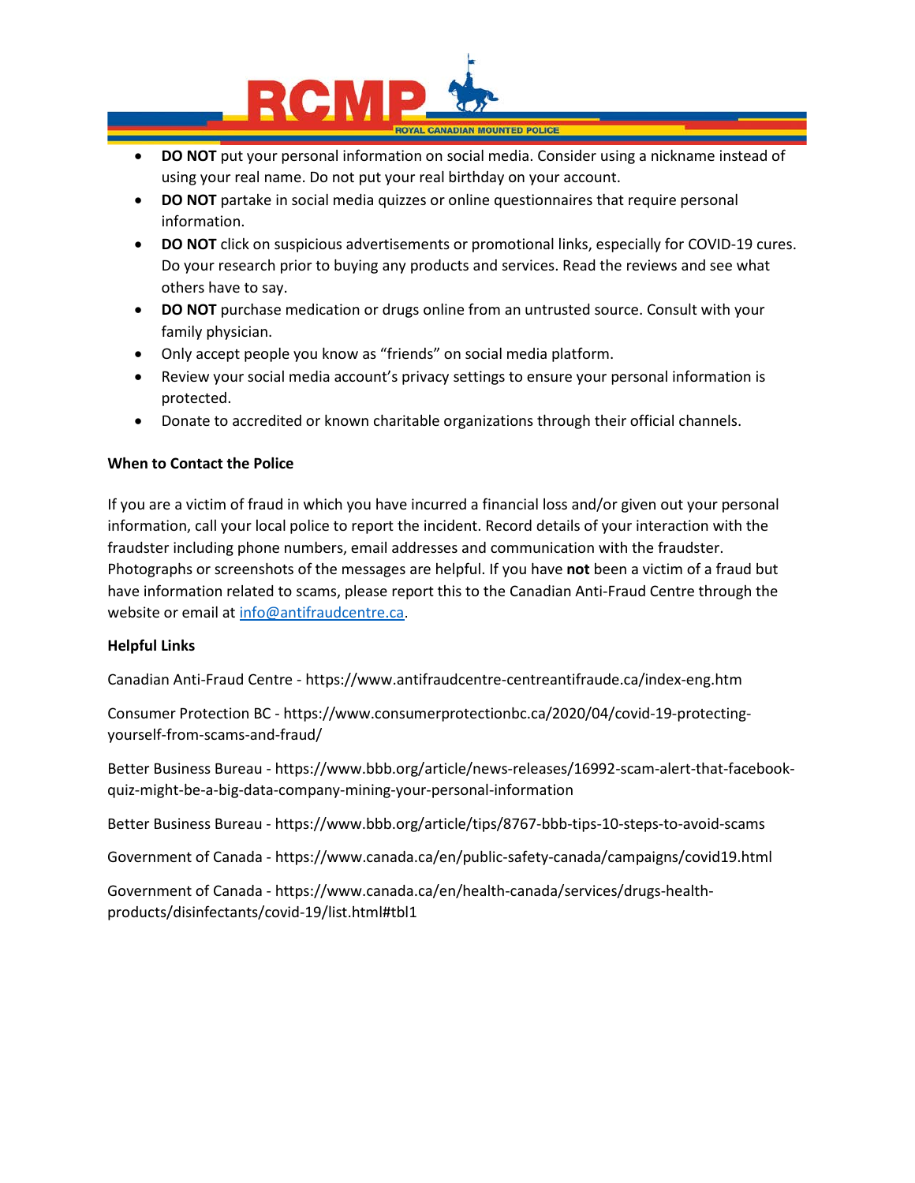- **DO NOT** put your personal information on social media. Consider using a nickname instead of using your real name. Do not put your real birthday on your account.
- **DO NOT** partake in social media quizzes or online questionnaires that require personal information.
- **DO NOT** click on suspicious advertisements or promotional links, especially for COVID-19 cures. Do your research prior to buying any products and services. Read the reviews and see what others have to say.
- **DO NOT** purchase medication or drugs online from an untrusted source. Consult with your family physician.
- Only accept people you know as "friends" on social media platform.
- Review your social media account's privacy settings to ensure your personal information is protected.
- Donate to accredited or known charitable organizations through their official channels.

**When to Contact the Police**

If you are a victim of fraud in which you have incurred a financial loss and/or given out your personal information, call your local police to report the incident. Record details of your interaction with the fraudster including phone numbers, email addresses and communication with the fraudster. Photographs or screenshots of the messages are helpful. If you have **not** been a victim of a fraud but have information related to scams, please report this to the Canadian Anti-Fraud Centre through the website or email at info@antifraudcentre.ca.

**Helpful Links**

Canadian Anti-Fraud Centre - https://www.antifraudcentre-centreantifraude.ca/index-eng.htm

Consumer Protection BC - https://www.consumerprotectionbc.ca/2020/04/covid-19-protecting-yourself-from-scams-and-fraud/

Better Business Bureau - https://www.bbb.org/article/news-releases/16992-scam-alert-that-facebook-quiz-might-be-a-big-data-company-mining-your-personal-information

Better Business Bureau - https://www.bbb.org/article/tips/8767-bbb-tips-10-steps-to-avoid-scams

Government of Canada - https://www.canada.ca/en/public-safety-canada/campaigns/covid19.html

Government of Canada - https://www.canada.ca/en/health-canada/services/drugs-health-products/disinfectants/covid-19/list.html#tbl1